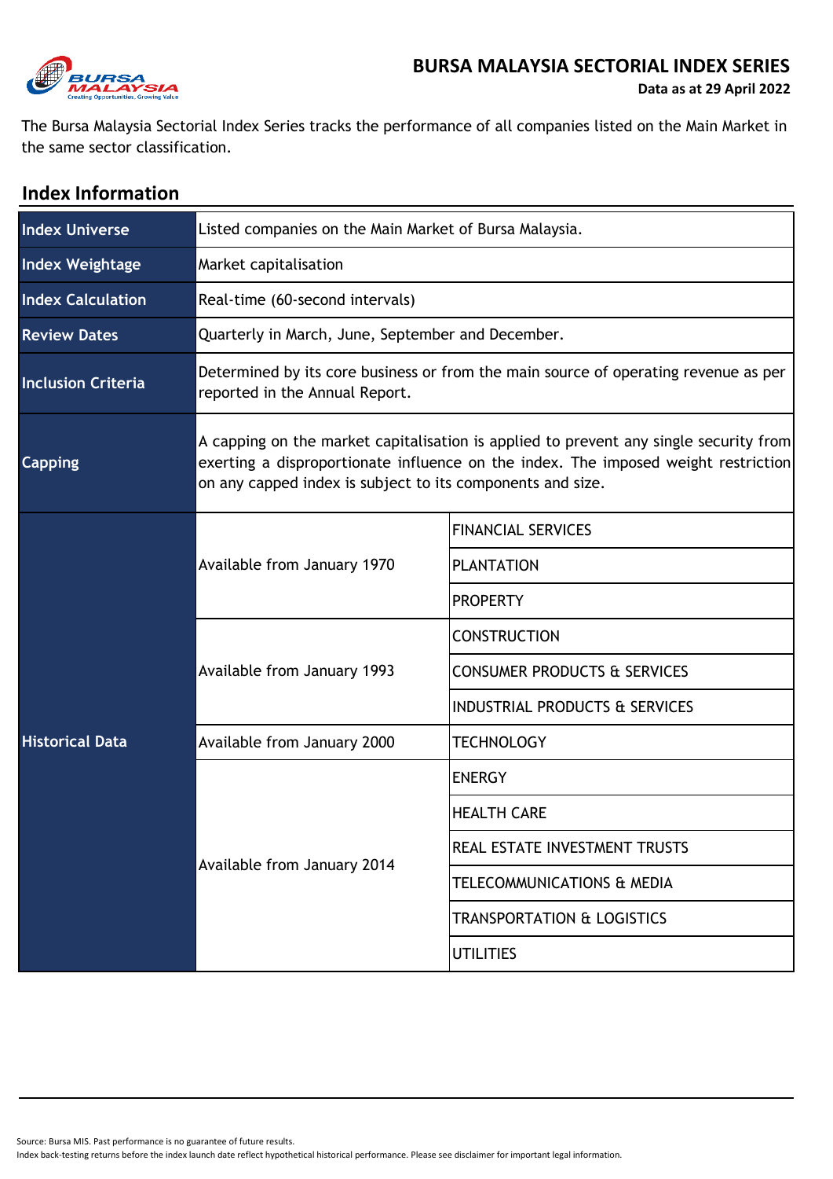# BURSA MALAYSIA SECTORIAL INDEX SERIES

**Data as at 29 April 2022**

The Bursa Malaysia Sectorial Index Series tracks the performance of all companies listed on the Main Market in the same sector classification.

## Index Information

| | | |
|---|---|---|
| **Index Universe** | Listed companies on the Main Market of Bursa Malaysia. | |
| **Index Weightage** | Market capitalisation | |
| **Index Calculation** | Real-time (60-second intervals) | |
| **Review Dates** | Quarterly in March, June, September and December. | |
| **Inclusion Criteria** | Determined by its core business or from the main source of operating revenue as per reported in the Annual Report. | |
| **Capping** | A capping on the market capitalisation is applied to prevent any single security from exerting a disproportionate influence on the index. The imposed weight restriction on any capped index is subject to its components and size. | |
| **Historical Data** | Available from January 1970 | FINANCIAL SERVICES |
| | | PLANTATION |
| | | PROPERTY |
| | Available from January 1993 | CONSTRUCTION |
| | | CONSUMER PRODUCTS & SERVICES |
| | | INDUSTRIAL PRODUCTS & SERVICES |
| | Available from January 2000 | TECHNOLOGY |
| | Available from January 2014 | ENERGY |
| | | HEALTH CARE |
| | | REAL ESTATE INVESTMENT TRUSTS |
| | | TELECOMMUNICATIONS & MEDIA |
| | | TRANSPORTATION & LOGISTICS |
| | | UTILITIES |

Source: Bursa MIS. Past performance is no guarantee of future results.
Index back-testing returns before the index launch date reflect hypothetical historical performance. Please see disclaimer for important legal information.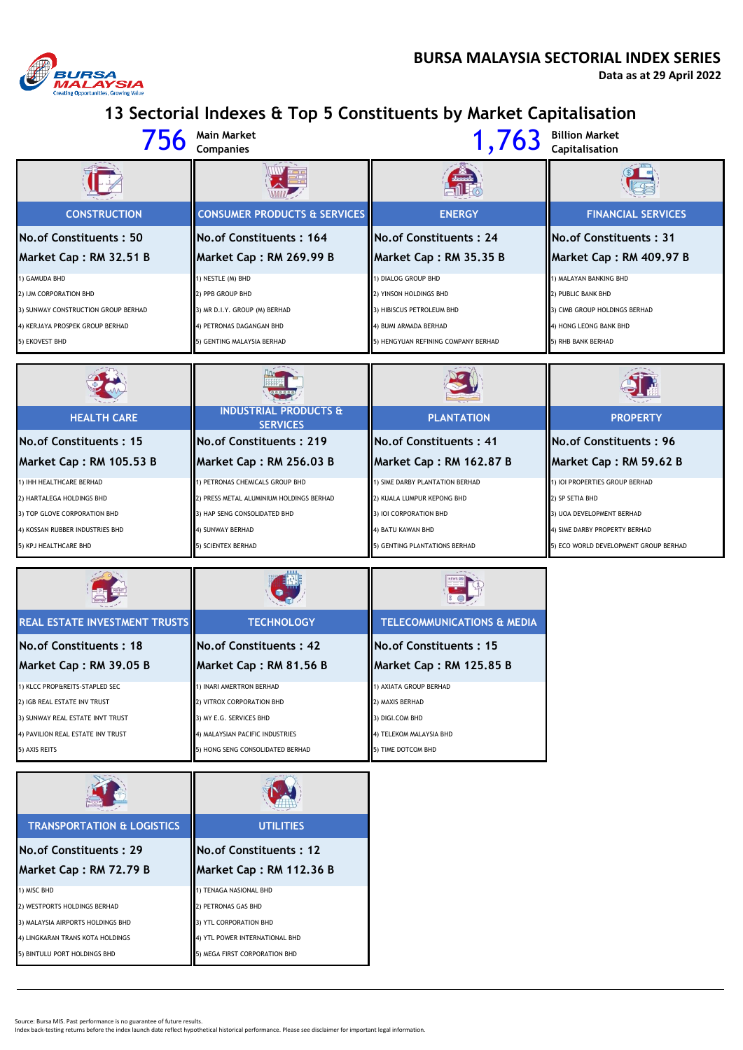# BURSA MALAYSIA SECTORIAL INDEX SERIES

**Data as at 29 April 2022**

## 13 Sectorial Indexes & Top 5 Constituents by Market Capitalisation

**756** Main Market Companies

**1,763** Billion Market Capitalisation

### CONSTRUCTION

**No.of Constituents : 50**

**Market Cap : RM 32.51 B**

1) GAMUDA BHD
2) IJM CORPORATION BHD
3) SUNWAY CONSTRUCTION GROUP BERHAD
4) KERJAYA PROSPEK GROUP BERHAD
5) EKOVEST BHD

### CONSUMER PRODUCTS & SERVICES

**No.of Constituents : 164**

**Market Cap : RM 269.99 B**

1) NESTLE (M) BHD
2) PPB GROUP BHD
3) MR D.I.Y. GROUP (M) BERHAD
4) PETRONAS DAGANGAN BHD
5) GENTING MALAYSIA BERHAD

### ENERGY

**No.of Constituents : 24**

**Market Cap : RM 35.35 B**

1) DIALOG GROUP BHD
2) YINSON HOLDINGS BHD
3) HIBISCUS PETROLEUM BHD
4) BUMI ARMADA BERHAD
5) HENGYUAN REFINING COMPANY BERHAD

### FINANCIAL SERVICES

**No.of Constituents : 31**

**Market Cap : RM 409.97 B**

1) MALAYAN BANKING BHD
2) PUBLIC BANK BHD
3) CIMB GROUP HOLDINGS BERHAD
4) HONG LEONG BANK BHD
5) RHB BANK BERHAD

### HEALTH CARE

**No.of Constituents : 15**

**Market Cap : RM 105.53 B**

1) IHH HEALTHCARE BERHAD
2) HARTALEGA HOLDINGS BHD
3) TOP GLOVE CORPORATION BHD
4) KOSSAN RUBBER INDUSTRIES BHD
5) KPJ HEALTHCARE BHD

### INDUSTRIAL PRODUCTS & SERVICES

**No.of Constituents : 219**

**Market Cap : RM 256.03 B**

1) PETRONAS CHEMICALS GROUP BHD
2) PRESS METAL ALUMINIUM HOLDINGS BERHAD
3) HAP SENG CONSOLIDATED BHD
4) SUNWAY BERHAD
5) SCIENTEX BERHAD

### PLANTATION

**No.of Constituents : 41**

**Market Cap : RM 162.87 B**

1) SIME DARBY PLANTATION BERHAD
2) KUALA LUMPUR KEPONG BHD
3) IOI CORPORATION BHD
4) BATU KAWAN BHD
5) GENTING PLANTATIONS BERHAD

### PROPERTY

**No.of Constituents : 96**

**Market Cap : RM 59.62 B**

1) IOI PROPERTIES GROUP BERHAD
2) SP SETIA BHD
3) UOA DEVELOPMENT BERHAD
4) SIME DARBY PROPERTY BERHAD
5) ECO WORLD DEVELOPMENT GROUP BERHAD

### REAL ESTATE INVESTMENT TRUSTS

**No.of Constituents : 18**

**Market Cap : RM 39.05 B**

1) KLCC PROP&REITS-STAPLED SEC
2) IGB REAL ESTATE INV TRUST
3) SUNWAY REAL ESTATE INVT TRUST
4) PAVILION REAL ESTATE INV TRUST
5) AXIS REITS

### TECHNOLOGY

**No.of Constituents : 42**

**Market Cap : RM 81.56 B**

1) INARI AMERTRON BERHAD
2) VITROX CORPORATION BHD
3) MY E.G. SERVICES BHD
4) MALAYSIAN PACIFIC INDUSTRIES
5) HONG SENG CONSOLIDATED BERHAD

### TELECOMMUNICATIONS & MEDIA

**No.of Constituents : 15**

**Market Cap : RM 125.85 B**

1) AXIATA GROUP BERHAD
2) MAXIS BERHAD
3) DIGI.COM BHD
4) TELEKOM MALAYSIA BHD
5) TIME DOTCOM BHD

### TRANSPORTATION & LOGISTICS

**No.of Constituents : 29**

**Market Cap : RM 72.79 B**

1) MISC BHD
2) WESTPORTS HOLDINGS BERHAD
3) MALAYSIA AIRPORTS HOLDINGS BHD
4) LINGKARAN TRANS KOTA HOLDINGS
5) BINTULU PORT HOLDINGS BHD

### UTILITIES

**No.of Constituents : 12**

**Market Cap : RM 112.36 B**

1) TENAGA NASIONAL BHD
2) PETRONAS GAS BHD
3) YTL CORPORATION BHD
4) YTL POWER INTERNATIONAL BHD
5) MEGA FIRST CORPORATION BHD

Source: Bursa MIS. Past performance is no guarantee of future results.
Index back-testing returns before the index launch date reflect hypothetical historical performance. Please see disclaimer for important legal information.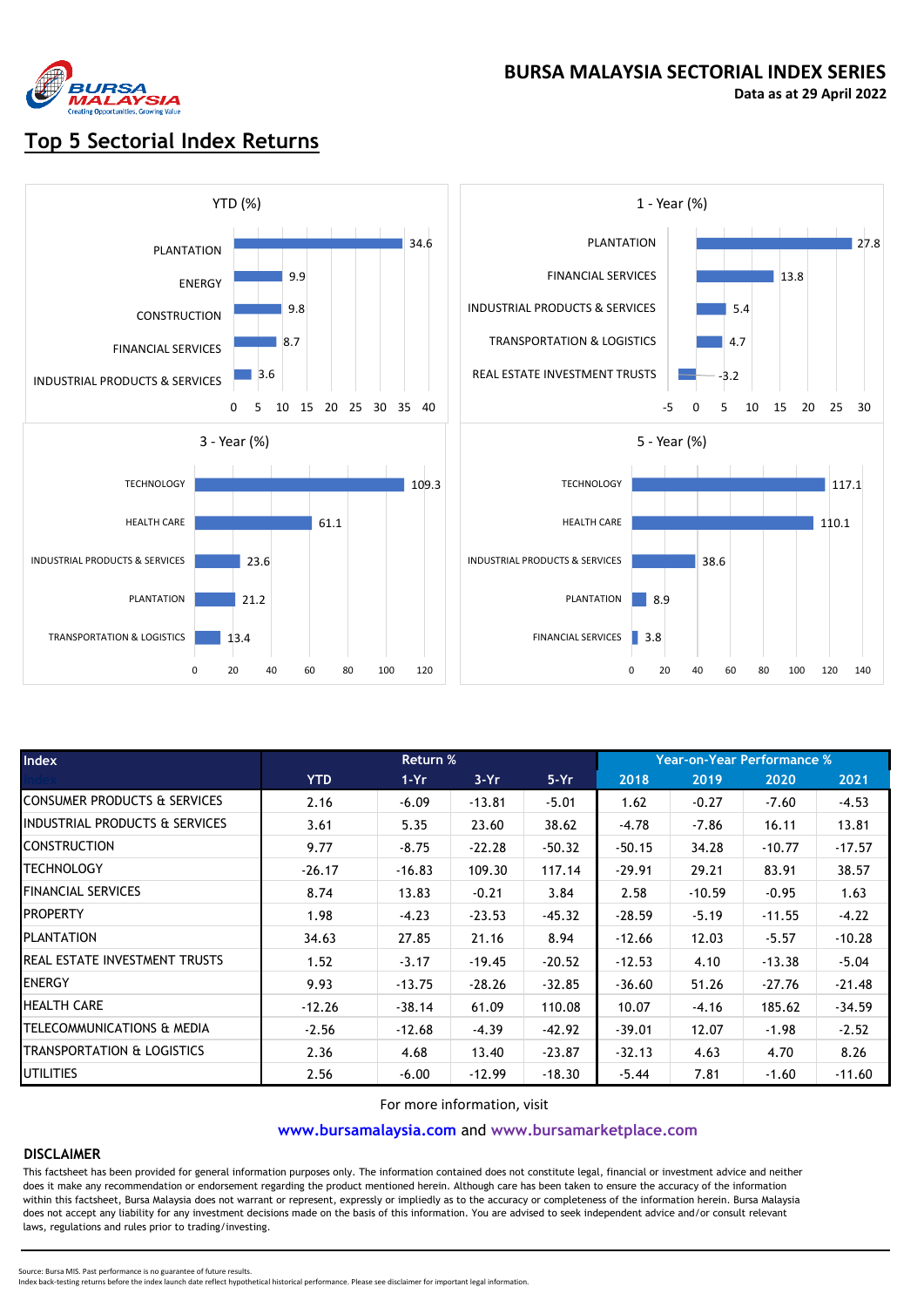BURSA MALAYSIA

Creating Opportunities, Growing Value

## BURSA MALAYSIA SECTORIAL INDEX SERIES

**Data as at 29 April 2022**

# Top 5 Sectorial Index Returns

YTD (%)

PLANTATION 34.6
ENERGY 9.9
CONSTRUCTION 9.8
FINANCIAL SERVICES 8.7
INDUSTRIAL PRODUCTS & SERVICES 3.6

0 5 10 15 20 25 30 35 40

1 - Year (%)

PLANTATION 27.8
FINANCIAL SERVICES 13.8
INDUSTRIAL PRODUCTS & SERVICES 5.4
TRANSPORTATION & LOGISTICS 4.7
REAL ESTATE INVESTMENT TRUSTS -3.2

-5 0 5 10 15 20 25 30

3 - Year (%)

TECHNOLOGY 109.3
HEALTH CARE 61.1
INDUSTRIAL PRODUCTS & SERVICES 23.6
PLANTATION 21.2
TRANSPORTATION & LOGISTICS 13.4

0 20 40 60 80 100 120

5 - Year (%)

TECHNOLOGY 117.1
HEALTH CARE 110.1
INDUSTRIAL PRODUCTS & SERVICES 38.6
PLANTATION 8.9
FINANCIAL SERVICES 3.8

0 20 40 60 80 100 120 140

| Index | Return % | | | | Year-on-Year Performance % | | | |
|---|---|---|---|---|---|---|---|---|
| | YTD | 1-Yr | 3-Yr | 5-Yr | 2018 | 2019 | 2020 | 2021 |
| CONSUMER PRODUCTS & SERVICES | 2.16 | -6.09 | -13.81 | -5.01 | 1.62 | -0.27 | -7.60 | -4.53 |
| INDUSTRIAL PRODUCTS & SERVICES | 3.61 | 5.35 | 23.60 | 38.62 | -4.78 | -7.86 | 16.11 | 13.81 |
| CONSTRUCTION | 9.77 | -8.75 | -22.28 | -50.32 | -50.15 | 34.28 | -10.77 | -17.57 |
| TECHNOLOGY | -26.17 | -16.83 | 109.30 | 117.14 | -29.91 | 29.21 | 83.91 | 38.57 |
| FINANCIAL SERVICES | 8.74 | 13.83 | -0.21 | 3.84 | 2.58 | -10.59 | -0.95 | 1.63 |
| PROPERTY | 1.98 | -4.23 | -23.53 | -45.32 | -28.59 | -5.19 | -11.55 | -4.22 |
| PLANTATION | 34.63 | 27.85 | 21.16 | 8.94 | -12.66 | 12.03 | -5.57 | -10.28 |
| REAL ESTATE INVESTMENT TRUSTS | 1.52 | -3.17 | -19.45 | -20.52 | -12.53 | 4.10 | -13.38 | -5.04 |
| ENERGY | 9.93 | -13.75 | -28.26 | -32.85 | -36.60 | 51.26 | -27.76 | -21.48 |
| HEALTH CARE | -12.26 | -38.14 | 61.09 | 110.08 | 10.07 | -4.16 | 185.62 | -34.59 |
| TELECOMMUNICATIONS & MEDIA | -2.56 | -12.68 | -4.39 | -42.92 | -39.01 | 12.07 | -1.98 | -2.52 |
| TRANSPORTATION & LOGISTICS | 2.36 | 4.68 | 13.40 | -23.87 | -32.13 | 4.63 | 4.70 | 8.26 |
| UTILITIES | 2.56 | -6.00 | -12.99 | -18.30 | -5.44 | 7.81 | -1.60 | -11.60 |

For more information, visit

**www.bursamalaysia.com** and **www.bursamarketplace.com**

### DISCLAIMER

This factsheet has been provided for general information purposes only. The information contained does not constitute legal, financial or investment advice and neither does it make any recommendation or endorsement regarding the product mentioned herein. Although care has been taken to ensure the accuracy of the information within this factsheet, Bursa Malaysia does not warrant or represent, expressly or impliedly as to the accuracy or completeness of the information herein. Bursa Malaysia does not accept any liability for any investment decisions made on the basis of this information. You are advised to seek independent advice and/or consult relevant laws, regulations and rules prior to trading/investing.

Source: Bursa MIS. Past performance is no guarantee of future results.
Index back-testing returns before the index launch date reflect hypothetical historical performance. Please see disclaimer for important legal information.